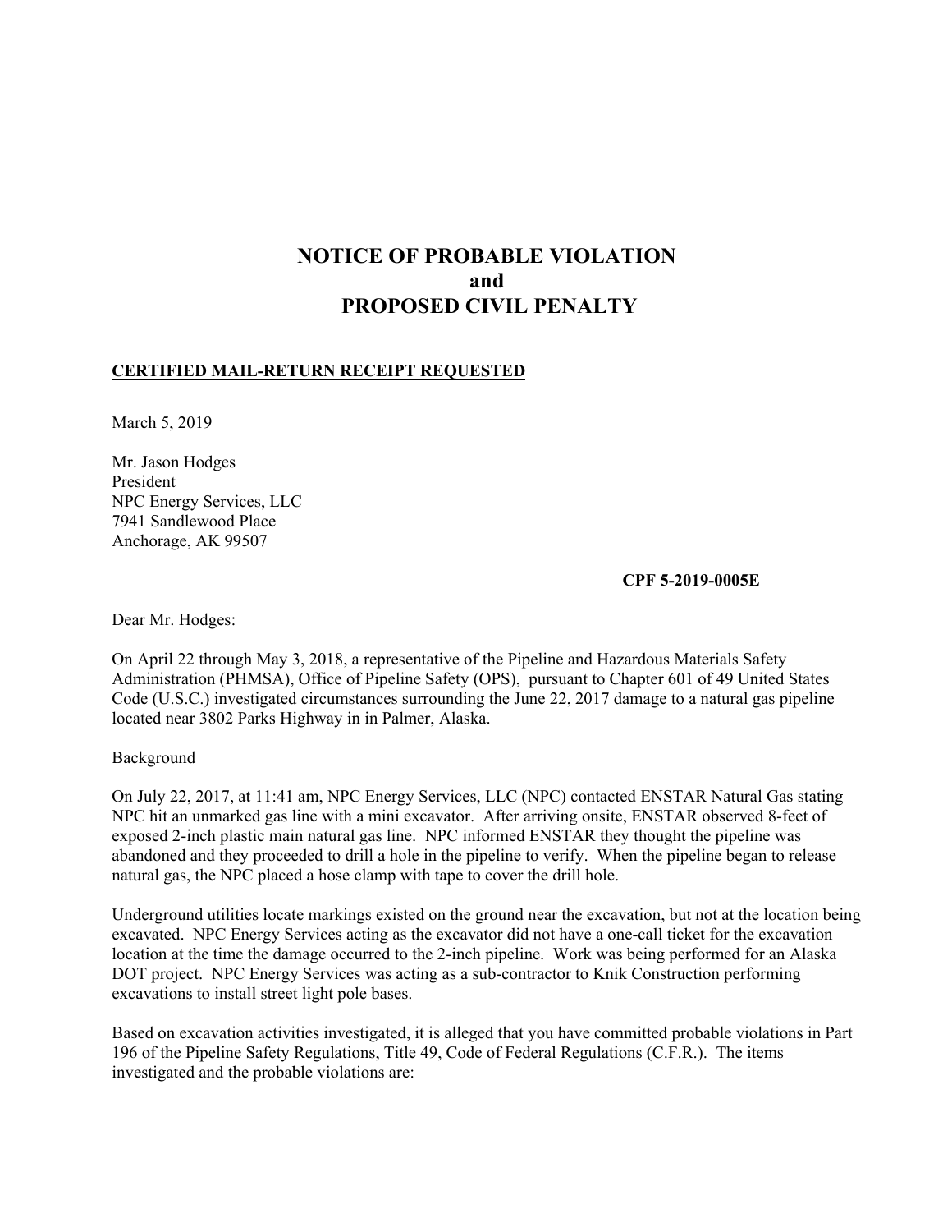# NOTICE OF PROBABLE VIOLATION
# and
# PROPOSED CIVIL PENALTY

**CERTIFIED MAIL-RETURN RECEIPT REQUESTED**

March 5, 2019

Mr. Jason Hodges
President
NPC Energy Services, LLC
7941 Sandlewood Place
Anchorage, AK 99507

**CPF 5-2019-0005E**

Dear Mr. Hodges:

On April 22 through May 3, 2018, a representative of the Pipeline and Hazardous Materials Safety Administration (PHMSA), Office of Pipeline Safety (OPS), pursuant to Chapter 601 of 49 United States Code (U.S.C.) investigated circumstances surrounding the June 22, 2017 damage to a natural gas pipeline located near 3802 Parks Highway in in Palmer, Alaska.

Background

On July 22, 2017, at 11:41 am, NPC Energy Services, LLC (NPC) contacted ENSTAR Natural Gas stating NPC hit an unmarked gas line with a mini excavator. After arriving onsite, ENSTAR observed 8-feet of exposed 2-inch plastic main natural gas line. NPC informed ENSTAR they thought the pipeline was abandoned and they proceeded to drill a hole in the pipeline to verify. When the pipeline began to release natural gas, the NPC placed a hose clamp with tape to cover the drill hole.

Underground utilities locate markings existed on the ground near the excavation, but not at the location being excavated. NPC Energy Services acting as the excavator did not have a one-call ticket for the excavation location at the time the damage occurred to the 2-inch pipeline. Work was being performed for an Alaska DOT project. NPC Energy Services was acting as a sub-contractor to Knik Construction performing excavations to install street light pole bases.

Based on excavation activities investigated, it is alleged that you have committed probable violations in Part 196 of the Pipeline Safety Regulations, Title 49, Code of Federal Regulations (C.F.R.). The items investigated and the probable violations are: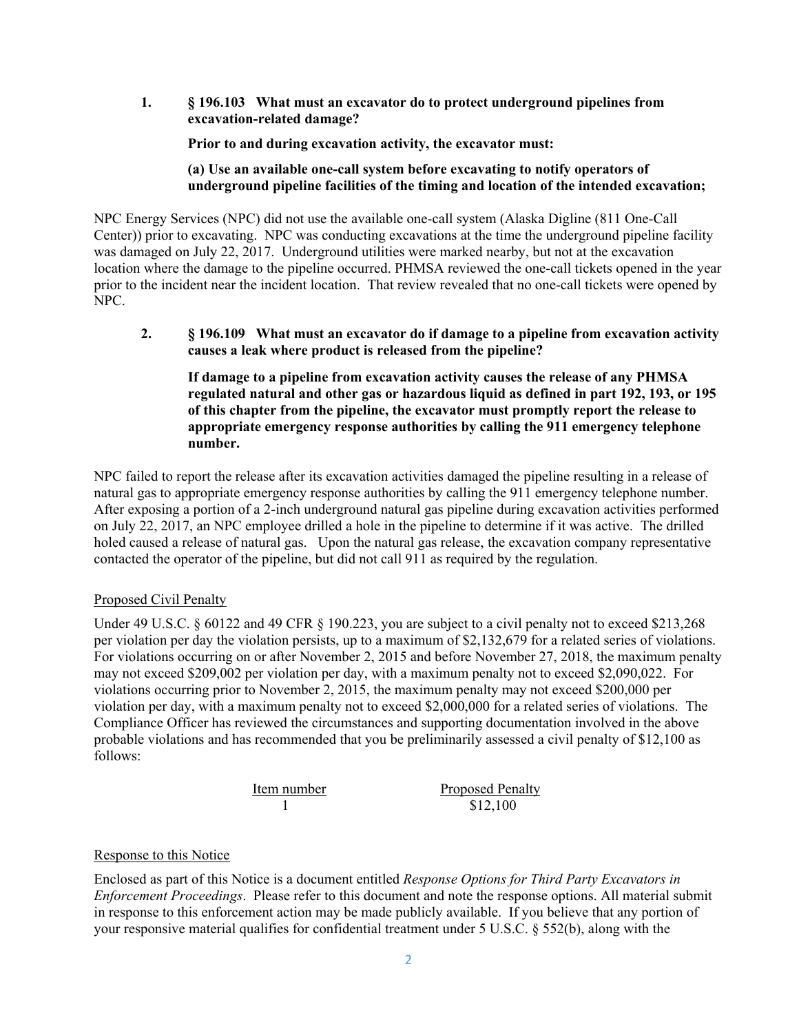**1. § 196.103 What must an excavator do to protect underground pipelines from excavation-related damage?**

**Prior to and during excavation activity, the excavator must:**

**(a) Use an available one-call system before excavating to notify operators of underground pipeline facilities of the timing and location of the intended excavation;**

NPC Energy Services (NPC) did not use the available one-call system (Alaska Digline (811 One-Call Center)) prior to excavating. NPC was conducting excavations at the time the underground pipeline facility was damaged on July 22, 2017. Underground utilities were marked nearby, but not at the excavation location where the damage to the pipeline occurred. PHMSA reviewed the one-call tickets opened in the year prior to the incident near the incident location. That review revealed that no one-call tickets were opened by NPC.

**2. § 196.109 What must an excavator do if damage to a pipeline from excavation activity causes a leak where product is released from the pipeline?**

**If damage to a pipeline from excavation activity causes the release of any PHMSA regulated natural and other gas or hazardous liquid as defined in part 192, 193, or 195 of this chapter from the pipeline, the excavator must promptly report the release to appropriate emergency response authorities by calling the 911 emergency telephone number.**

NPC failed to report the release after its excavation activities damaged the pipeline resulting in a release of natural gas to appropriate emergency response authorities by calling the 911 emergency telephone number. After exposing a portion of a 2-inch underground natural gas pipeline during excavation activities performed on July 22, 2017, an NPC employee drilled a hole in the pipeline to determine if it was active. The drilled holed caused a release of natural gas. Upon the natural gas release, the excavation company representative contacted the operator of the pipeline, but did not call 911 as required by the regulation.

Proposed Civil Penalty

Under 49 U.S.C. § 60122 and 49 CFR § 190.223, you are subject to a civil penalty not to exceed $213,268 per violation per day the violation persists, up to a maximum of $2,132,679 for a related series of violations. For violations occurring on or after November 2, 2015 and before November 27, 2018, the maximum penalty may not exceed $209,002 per violation per day, with a maximum penalty not to exceed $2,090,022. For violations occurring prior to November 2, 2015, the maximum penalty may not exceed $200,000 per violation per day, with a maximum penalty not to exceed $2,000,000 for a related series of violations. The Compliance Officer has reviewed the circumstances and supporting documentation involved in the above probable violations and has recommended that you be preliminarily assessed a civil penalty of $12,100 as follows:

| Item number | Proposed Penalty |
|---|---|
| 1 | $12,100 |

Response to this Notice

Enclosed as part of this Notice is a document entitled *Response Options for Third Party Excavators in Enforcement Proceedings*. Please refer to this document and note the response options. All material submit in response to this enforcement action may be made publicly available. If you believe that any portion of your responsive material qualifies for confidential treatment under 5 U.S.C. § 552(b), along with the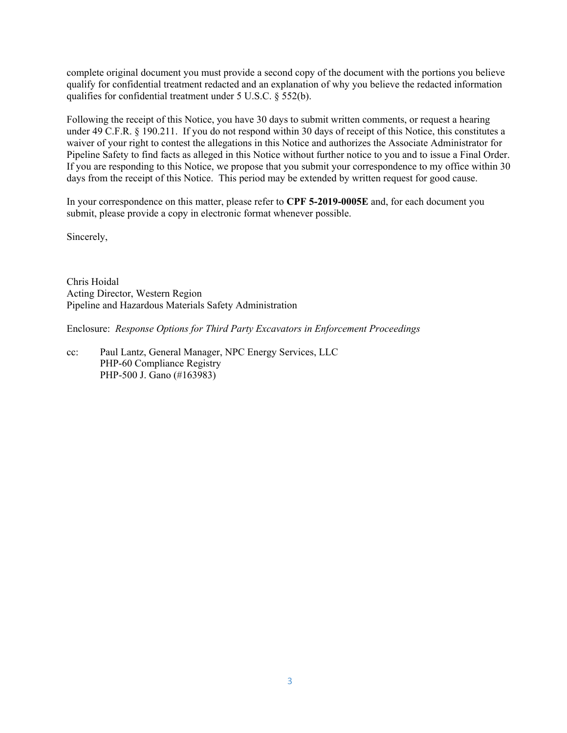complete original document you must provide a second copy of the document with the portions you believe qualify for confidential treatment redacted and an explanation of why you believe the redacted information qualifies for confidential treatment under 5 U.S.C. § 552(b).

Following the receipt of this Notice, you have 30 days to submit written comments, or request a hearing under 49 C.F.R. § 190.211. If you do not respond within 30 days of receipt of this Notice, this constitutes a waiver of your right to contest the allegations in this Notice and authorizes the Associate Administrator for Pipeline Safety to find facts as alleged in this Notice without further notice to you and to issue a Final Order. If you are responding to this Notice, we propose that you submit your correspondence to my office within 30 days from the receipt of this Notice. This period may be extended by written request for good cause.

In your correspondence on this matter, please refer to **CPF 5-2019-0005E** and, for each document you submit, please provide a copy in electronic format whenever possible.

Sincerely,

Chris Hoidal
Acting Director, Western Region
Pipeline and Hazardous Materials Safety Administration

Enclosure: *Response Options for Third Party Excavators in Enforcement Proceedings*

cc: Paul Lantz, General Manager, NPC Energy Services, LLC
PHP-60 Compliance Registry
PHP-500 J. Gano (#163983)